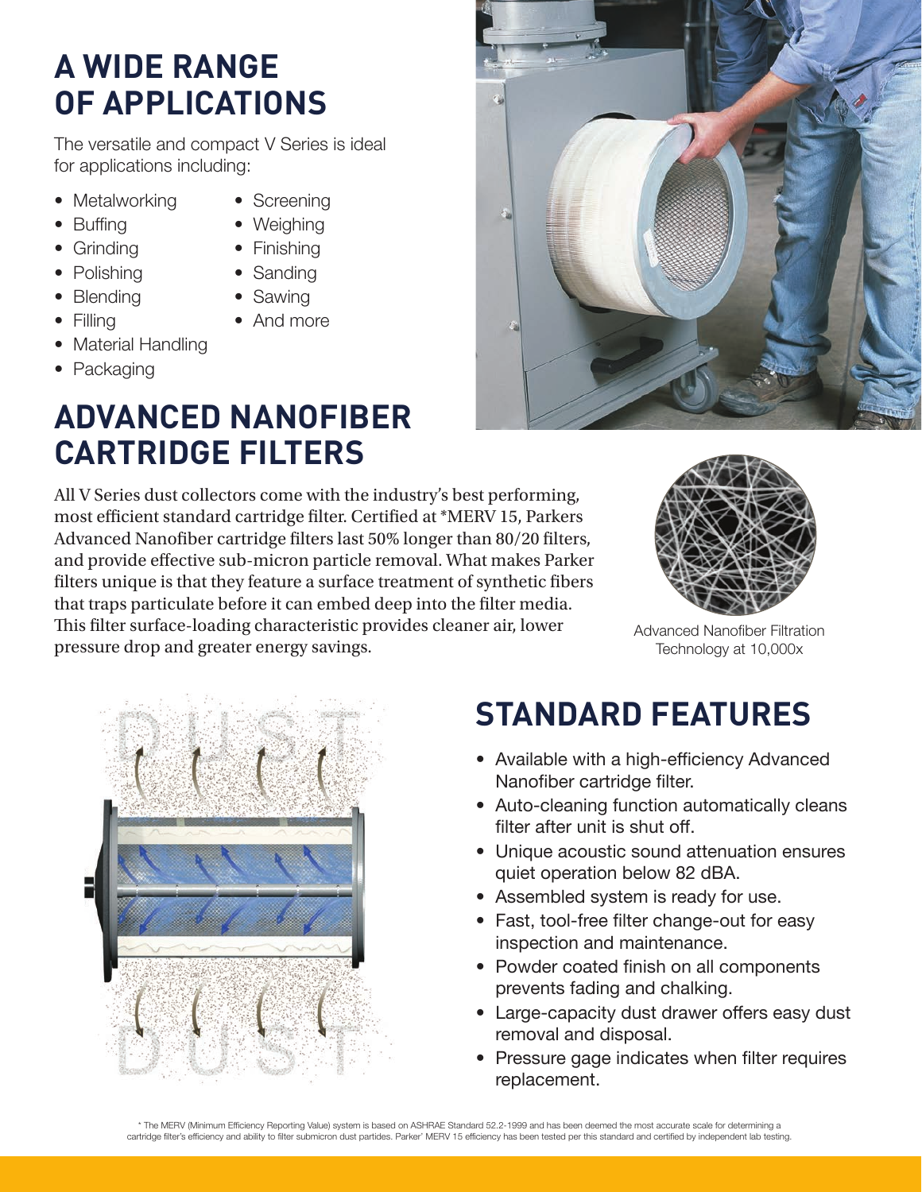## A WIDE RANGE OF APPLICATIONS

The versatile and compact V Series is ideal for applications including:

- Metalworking
- Buffing
- Grinding
- Polishing
- Blending
- Filling
- Material Handling
- Packaging
- Screening
- Weighing
- Finishing
- Sanding
- Sawing
- And more

## ADVANCED NANOFIBER CARTRIDGE FILTERS

All V Series dust collectors come with the industry's best performing, most efficient standard cartridge filter. Certified at *MERV 15, Parkers Advanced Nanofiber cartridge filters last 50% longer than 80/20 filters, and provide effective sub-micron particle removal. What makes Parker filters unique is that they feature a surface treatment of synthetic fibers that traps particulate before it can embed deep into the filter media. This filter surface-loading characteristic provides cleaner air, lower pressure drop and greater energy savings.

Advanced Nanofiber Filtration Technology at 10,000x

## STANDARD FEATURES

- Available with a high-efficiency Advanced Nanofiber cartridge filter.
- Auto-cleaning function automatically cleans filter after unit is shut off.
- Unique acoustic sound attenuation ensures quiet operation below 82 dBA.
- Assembled system is ready for use.
- Fast, tool-free filter change-out for easy inspection and maintenance.
- Powder coated finish on all components prevents fading and chalking.
- Large-capacity dust drawer offers easy dust removal and disposal.
- Pressure gage indicates when filter requires replacement.

* The MERV (Minimum Efficiency Reporting Value) system is based on ASHRAE Standard 52.2-1999 and has been deemed the most accurate scale for determining a cartridge filter's efficiency and ability to filter submicron dust particles. Parker' MERV 15 efficiency has been tested per this standard and certified by independent lab testing.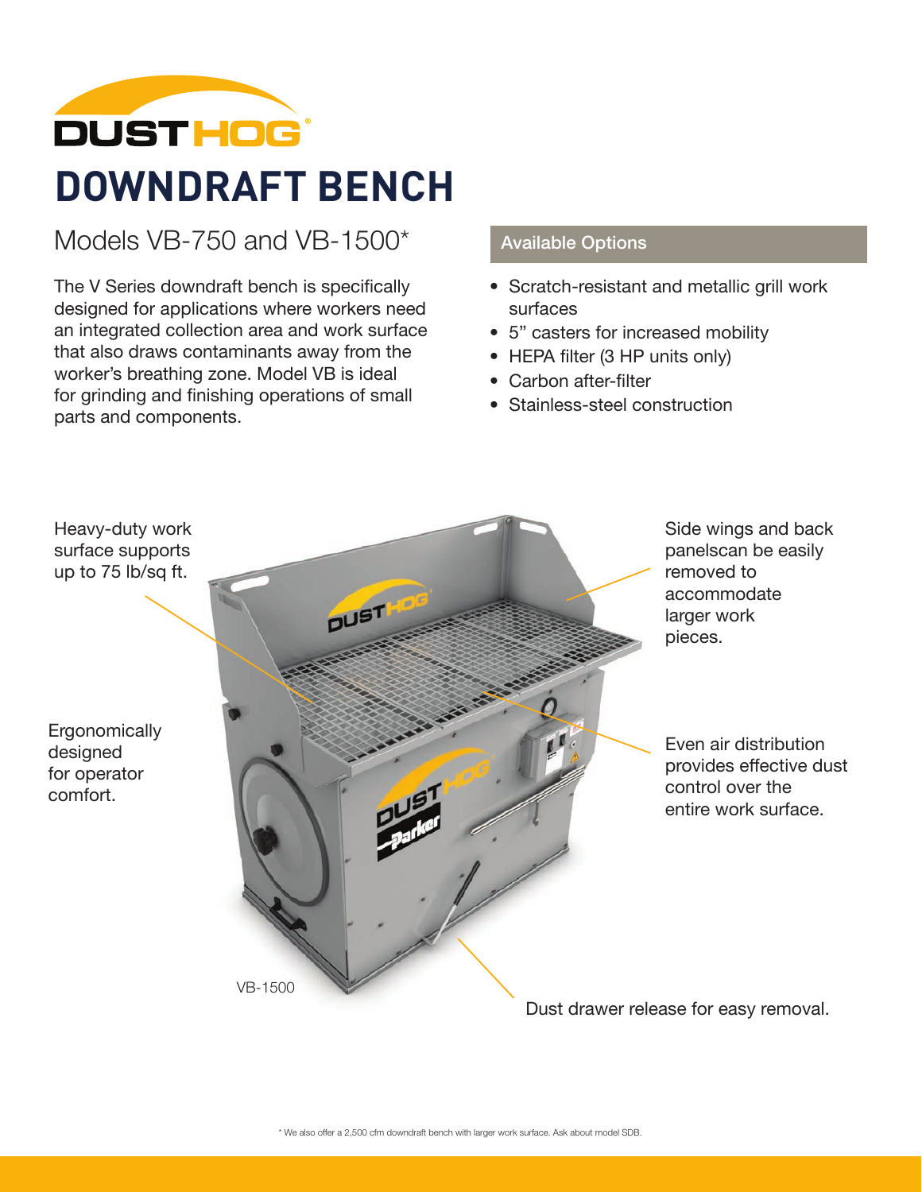# DUSTHOG

# DOWNDRAFT BENCH

## Models VB-750 and VB-1500*

The V Series downdraft bench is specifically designed for applications where workers need an integrated collection area and work surface that also draws contaminants away from the worker's breathing zone. Model VB is ideal for grinding and finishing operations of small parts and components.

### Available Options

- Scratch-resistant and metallic grill work surfaces
- 5" casters for increased mobility
- HEPA filter (3 HP units only)
- Carbon after-filter
- Stainless-steel construction

Heavy-duty work surface supports up to 75 lb/sq ft.

Ergonomically designed for operator comfort.

Side wings and back panelscan be easily removed to accommodate larger work pieces.

Even air distribution provides effective dust control over the entire work surface.

VB-1500

Dust drawer release for easy removal.

* We also offer a 2,500 cfm downdraft bench with larger work surface. Ask about model SDB.